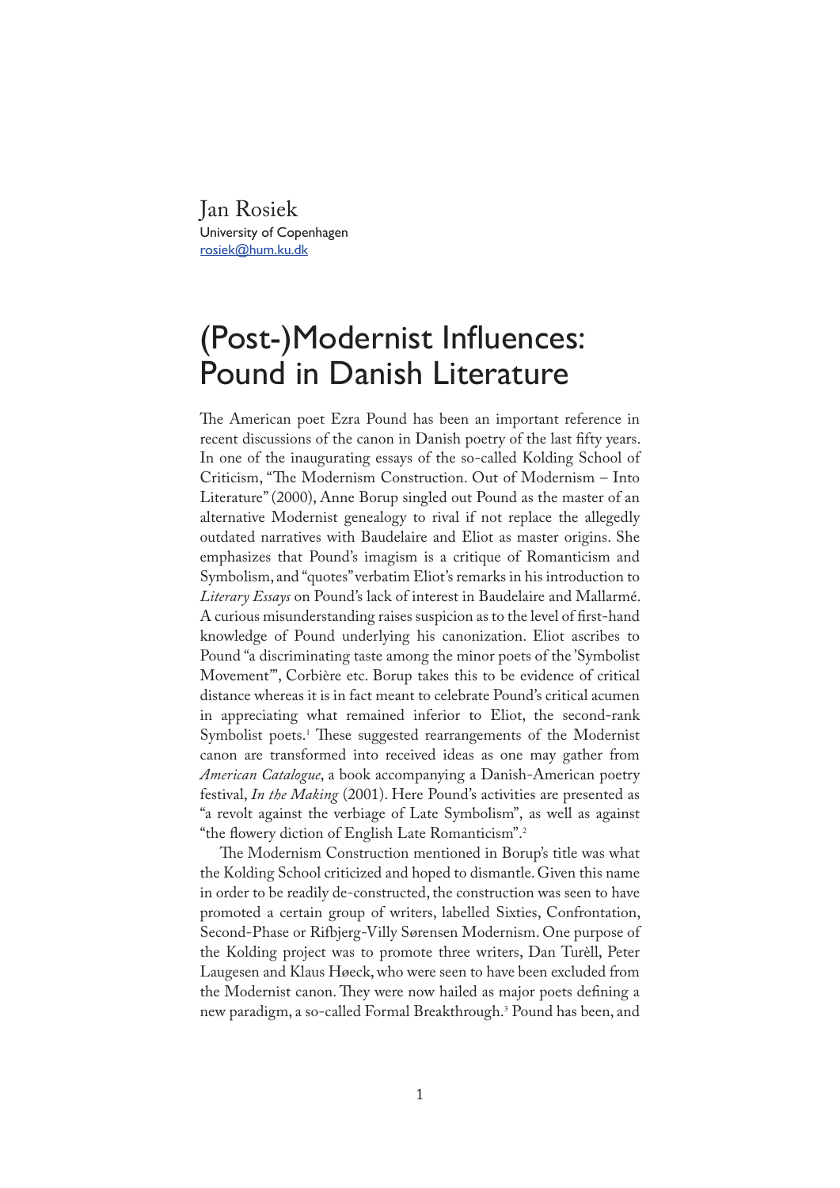Jan Rosiek
University of Copenhagen
rosiek@hum.ku.dk

# (Post-)Modernist Influences: Pound in Danish Literature

The American poet Ezra Pound has been an important reference in recent discussions of the canon in Danish poetry of the last fifty years. In one of the inaugurating essays of the so-called Kolding School of Criticism, "The Modernism Construction. Out of Modernism – Into Literature" (2000), Anne Borup singled out Pound as the master of an alternative Modernist genealogy to rival if not replace the allegedly outdated narratives with Baudelaire and Eliot as master origins. She emphasizes that Pound's imagism is a critique of Romanticism and Symbolism, and "quotes" verbatim Eliot's remarks in his introduction to *Literary Essays* on Pound's lack of interest in Baudelaire and Mallarmé. A curious misunderstanding raises suspicion as to the level of first-hand knowledge of Pound underlying his canonization. Eliot ascribes to Pound "a discriminating taste among the minor poets of the 'Symbolist Movement'", Corbière etc. Borup takes this to be evidence of critical distance whereas it is in fact meant to celebrate Pound's critical acumen in appreciating what remained inferior to Eliot, the second-rank Symbolist poets.[1] These suggested rearrangements of the Modernist canon are transformed into received ideas as one may gather from *American Catalogue*, a book accompanying a Danish-American poetry festival, *In the Making* (2001). Here Pound's activities are presented as "a revolt against the verbiage of Late Symbolism", as well as against "the flowery diction of English Late Romanticism".[2]

The Modernism Construction mentioned in Borup's title was what the Kolding School criticized and hoped to dismantle. Given this name in order to be readily de-constructed, the construction was seen to have promoted a certain group of writers, labelled Sixties, Confrontation, Second-Phase or Rifbjerg-Villy Sørensen Modernism. One purpose of the Kolding project was to promote three writers, Dan Turèll, Peter Laugesen and Klaus Høeck, who were seen to have been excluded from the Modernist canon. They were now hailed as major poets defining a new paradigm, a so-called Formal Breakthrough.[3] Pound has been, and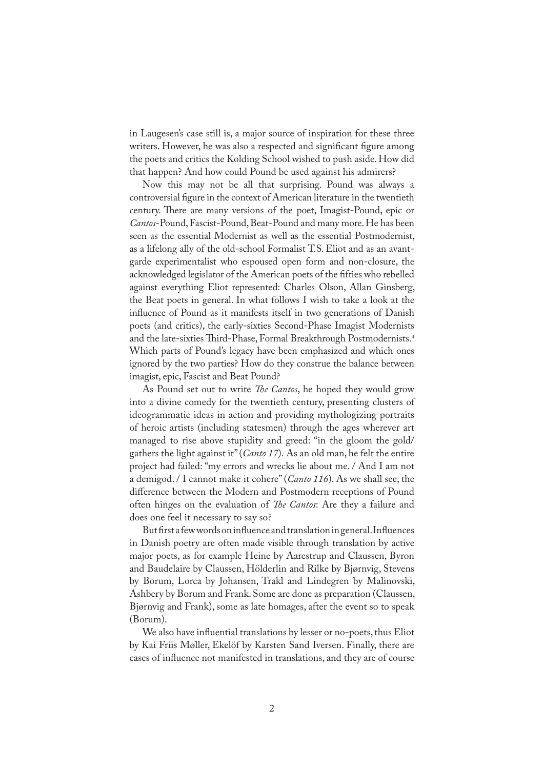in Laugesen's case still is, a major source of inspiration for these three writers. However, he was also a respected and significant figure among the poets and critics the Kolding School wished to push aside. How did that happen? And how could Pound be used against his admirers?

Now this may not be all that surprising. Pound was always a controversial figure in the context of American literature in the twentieth century. There are many versions of the poet, Imagist-Pound, epic or *Cantos*-Pound, Fascist-Pound, Beat-Pound and many more. He has been seen as the essential Modernist as well as the essential Postmodernist, as a lifelong ally of the old-school Formalist T.S. Eliot and as an avant-garde experimentalist who espoused open form and non-closure, the acknowledged legislator of the American poets of the fifties who rebelled against everything Eliot represented: Charles Olson, Allan Ginsberg, the Beat poets in general. In what follows I wish to take a look at the influence of Pound as it manifests itself in two generations of Danish poets (and critics), the early-sixties Second-Phase Imagist Modernists and the late-sixties Third-Phase, Formal Breakthrough Postmodernists.[4] Which parts of Pound's legacy have been emphasized and which ones ignored by the two parties? How do they construe the balance between imagist, epic, Fascist and Beat Pound?

As Pound set out to write *The Cantos*, he hoped they would grow into a divine comedy for the twentieth century, presenting clusters of ideogrammatic ideas in action and providing mythologizing portraits of heroic artists (including statesmen) through the ages wherever art managed to rise above stupidity and greed: "in the gloom the gold/ gathers the light against it" (*Canto 17*). As an old man, he felt the entire project had failed: "my errors and wrecks lie about me. / And I am not a demigod. / I cannot make it cohere" (*Canto 116*). As we shall see, the difference between the Modern and Postmodern receptions of Pound often hinges on the evaluation of *The Cantos*: Are they a failure and does one feel it necessary to say so?

But first a few words on influence and translation in general. Influences in Danish poetry are often made visible through translation by active major poets, as for example Heine by Aarestrup and Claussen, Byron and Baudelaire by Claussen, Hölderlin and Rilke by Bjørnvig, Stevens by Borum, Lorca by Johansen, Trakl and Lindegren by Malinovski, Ashbery by Borum and Frank. Some are done as preparation (Claussen, Bjørnvig and Frank), some as late homages, after the event so to speak (Borum).

We also have influential translations by lesser or no-poets, thus Eliot by Kai Friis Møller, Ekelöf by Karsten Sand Iversen. Finally, there are cases of influence not manifested in translations, and they are of course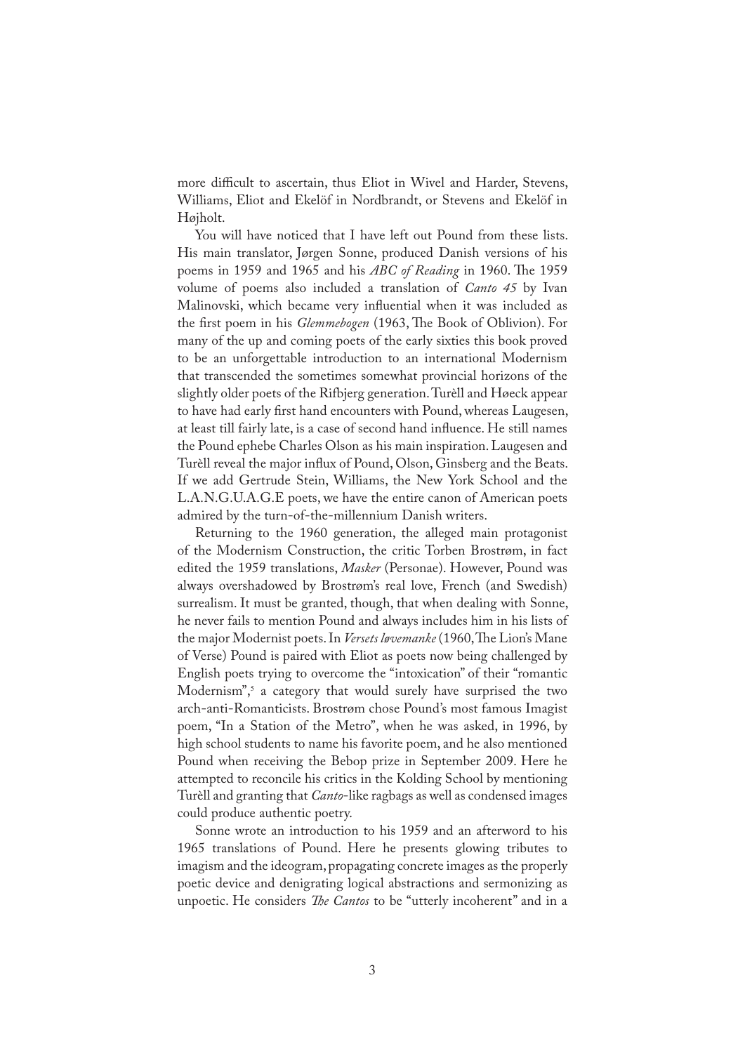more difficult to ascertain, thus Eliot in Wivel and Harder, Stevens, Williams, Eliot and Ekelöf in Nordbrandt, or Stevens and Ekelöf in Højholt.

You will have noticed that I have left out Pound from these lists. His main translator, Jørgen Sonne, produced Danish versions of his poems in 1959 and 1965 and his *ABC of Reading* in 1960. The 1959 volume of poems also included a translation of *Canto 45* by Ivan Malinovski, which became very influential when it was included as the first poem in his *Glemmebogen* (1963, The Book of Oblivion). For many of the up and coming poets of the early sixties this book proved to be an unforgettable introduction to an international Modernism that transcended the sometimes somewhat provincial horizons of the slightly older poets of the Rifbjerg generation. Turèll and Høeck appear to have had early first hand encounters with Pound, whereas Laugesen, at least till fairly late, is a case of second hand influence. He still names the Pound ephebe Charles Olson as his main inspiration. Laugesen and Turèll reveal the major influx of Pound, Olson, Ginsberg and the Beats. If we add Gertrude Stein, Williams, the New York School and the L.A.N.G.U.A.G.E poets, we have the entire canon of American poets admired by the turn-of-the-millennium Danish writers.

Returning to the 1960 generation, the alleged main protagonist of the Modernism Construction, the critic Torben Brostrøm, in fact edited the 1959 translations, *Masker* (Personae). However, Pound was always overshadowed by Brostrøm's real love, French (and Swedish) surrealism. It must be granted, though, that when dealing with Sonne, he never fails to mention Pound and always includes him in his lists of the major Modernist poets. In *Versets løvemanke* (1960, The Lion's Mane of Verse) Pound is paired with Eliot as poets now being challenged by English poets trying to overcome the "intoxication" of their "romantic Modernism",[5] a category that would surely have surprised the two arch-anti-Romanticists. Brostrøm chose Pound's most famous Imagist poem, "In a Station of the Metro", when he was asked, in 1996, by high school students to name his favorite poem, and he also mentioned Pound when receiving the Bebop prize in September 2009. Here he attempted to reconcile his critics in the Kolding School by mentioning Turèll and granting that *Canto*-like ragbags as well as condensed images could produce authentic poetry.

Sonne wrote an introduction to his 1959 and an afterword to his 1965 translations of Pound. Here he presents glowing tributes to imagism and the ideogram, propagating concrete images as the properly poetic device and denigrating logical abstractions and sermonizing as unpoetic. He considers *The Cantos* to be "utterly incoherent" and in a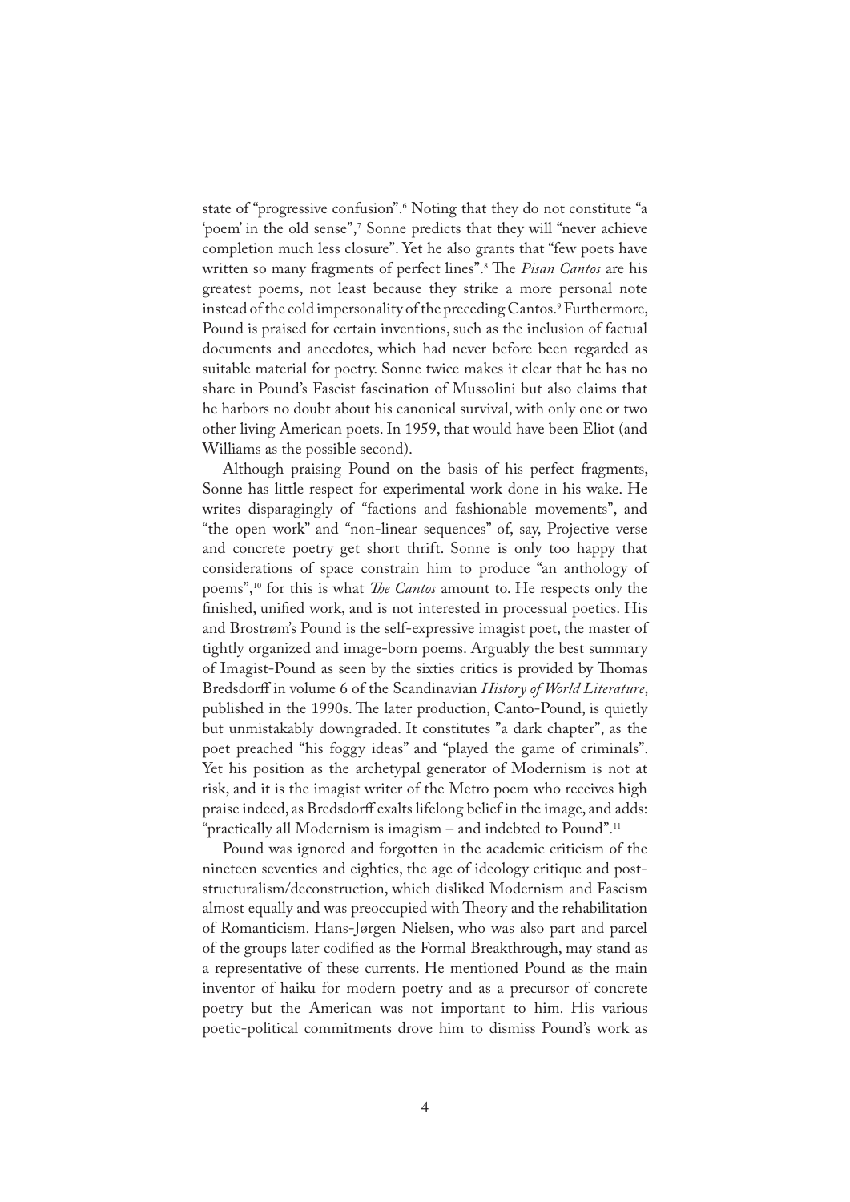state of "progressive confusion".[6] Noting that they do not constitute "a 'poem' in the old sense",[7] Sonne predicts that they will "never achieve completion much less closure". Yet he also grants that "few poets have written so many fragments of perfect lines".[8] The *Pisan Cantos* are his greatest poems, not least because they strike a more personal note instead of the cold impersonality of the preceding Cantos.[9] Furthermore, Pound is praised for certain inventions, such as the inclusion of factual documents and anecdotes, which had never before been regarded as suitable material for poetry. Sonne twice makes it clear that he has no share in Pound's Fascist fascination of Mussolini but also claims that he harbors no doubt about his canonical survival, with only one or two other living American poets. In 1959, that would have been Eliot (and Williams as the possible second).

Although praising Pound on the basis of his perfect fragments, Sonne has little respect for experimental work done in his wake. He writes disparagingly of "factions and fashionable movements", and "the open work" and "non-linear sequences" of, say, Projective verse and concrete poetry get short thrift. Sonne is only too happy that considerations of space constrain him to produce "an anthology of poems",[10] for this is what *The Cantos* amount to. He respects only the finished, unified work, and is not interested in processual poetics. His and Brostrøm's Pound is the self-expressive imagist poet, the master of tightly organized and image-born poems. Arguably the best summary of Imagist-Pound as seen by the sixties critics is provided by Thomas Bredsdorff in volume 6 of the Scandinavian *History of World Literature*, published in the 1990s. The later production, Canto-Pound, is quietly but unmistakably downgraded. It constitutes "a dark chapter", as the poet preached "his foggy ideas" and "played the game of criminals". Yet his position as the archetypal generator of Modernism is not at risk, and it is the imagist writer of the Metro poem who receives high praise indeed, as Bredsdorff exalts lifelong belief in the image, and adds: "practically all Modernism is imagism – and indebted to Pound".[11]

Pound was ignored and forgotten in the academic criticism of the nineteen seventies and eighties, the age of ideology critique and post-structuralism/deconstruction, which disliked Modernism and Fascism almost equally and was preoccupied with Theory and the rehabilitation of Romanticism. Hans-Jørgen Nielsen, who was also part and parcel of the groups later codified as the Formal Breakthrough, may stand as a representative of these currents. He mentioned Pound as the main inventor of haiku for modern poetry and as a precursor of concrete poetry but the American was not important to him. His various poetic-political commitments drove him to dismiss Pound's work as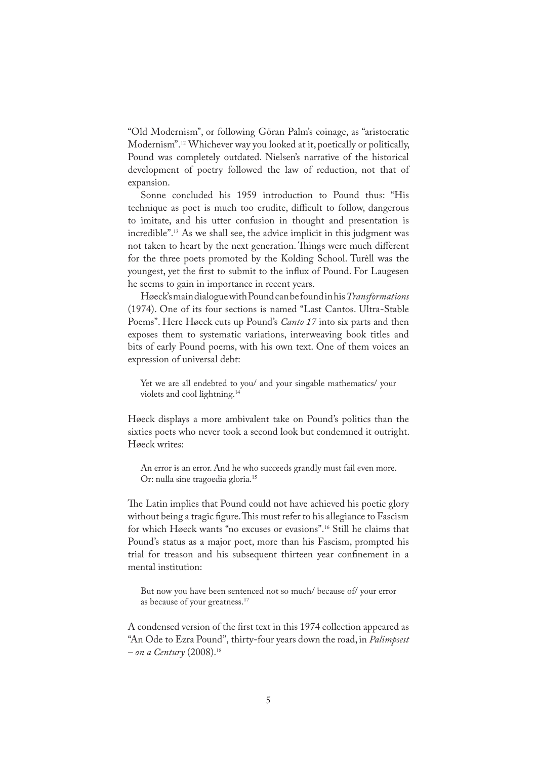"Old Modernism", or following Göran Palm's coinage, as "aristocratic Modernism".[12] Whichever way you looked at it, poetically or politically, Pound was completely outdated. Nielsen's narrative of the historical development of poetry followed the law of reduction, not that of expansion.

Sonne concluded his 1959 introduction to Pound thus: "His technique as poet is much too erudite, difficult to follow, dangerous to imitate, and his utter confusion in thought and presentation is incredible".[13] As we shall see, the advice implicit in this judgment was not taken to heart by the next generation. Things were much different for the three poets promoted by the Kolding School. Turèll was the youngest, yet the first to submit to the influx of Pound. For Laugesen he seems to gain in importance in recent years.

Høeck's main dialogue with Pound can be found in his *Transformations* (1974). One of its four sections is named "Last Cantos. Ultra-Stable Poems". Here Høeck cuts up Pound's *Canto 17* into six parts and then exposes them to systematic variations, interweaving book titles and bits of early Pound poems, with his own text. One of them voices an expression of universal debt:

> Yet we are all endebted to you/ and your singable mathematics/ your violets and cool lightning.[14]

Høeck displays a more ambivalent take on Pound's politics than the sixties poets who never took a second look but condemned it outright. Høeck writes:

> An error is an error. And he who succeeds grandly must fail even more. Or: nulla sine tragoedia gloria.[15]

The Latin implies that Pound could not have achieved his poetic glory without being a tragic figure. This must refer to his allegiance to Fascism for which Høeck wants "no excuses or evasions".[16] Still he claims that Pound's status as a major poet, more than his Fascism, prompted his trial for treason and his subsequent thirteen year confinement in a mental institution:

> But now you have been sentenced not so much/ because of/ your error as because of your greatness.[17]

A condensed version of the first text in this 1974 collection appeared as "An Ode to Ezra Pound", thirty-four years down the road, in *Palimpsest – on a Century* (2008).[18]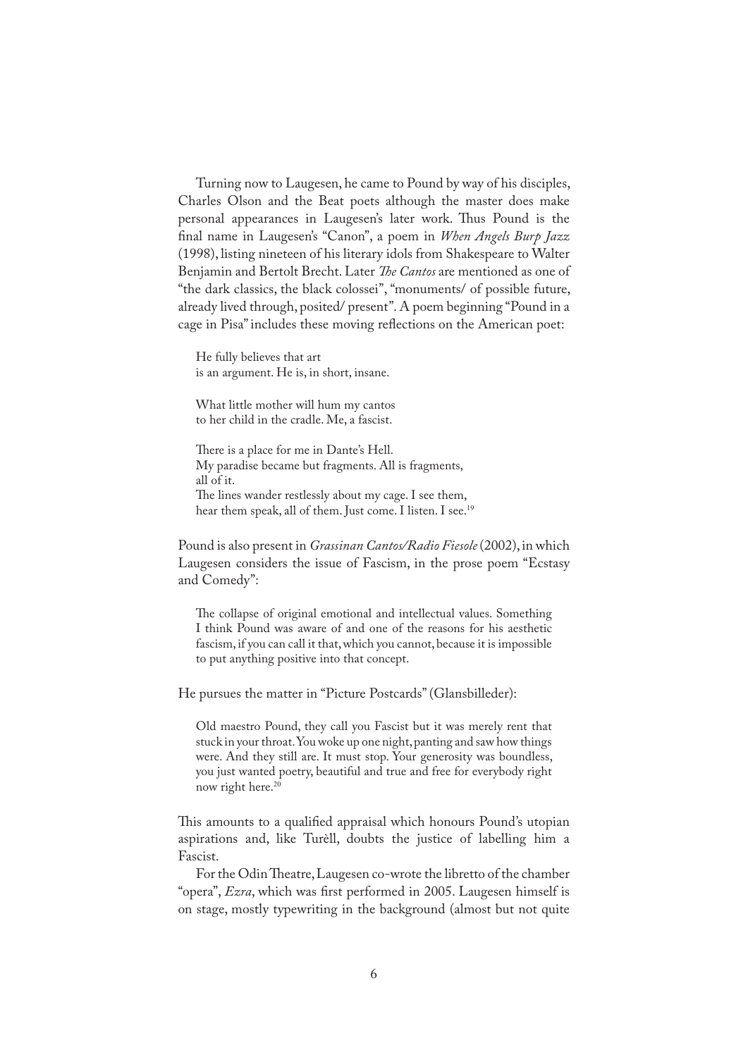Turning now to Laugesen, he came to Pound by way of his disciples, Charles Olson and the Beat poets although the master does make personal appearances in Laugesen's later work. Thus Pound is the final name in Laugesen's "Canon", a poem in *When Angels Burp Jazz* (1998), listing nineteen of his literary idols from Shakespeare to Walter Benjamin and Bertolt Brecht. Later *The Cantos* are mentioned as one of "the dark classics, the black colossei", "monuments/ of possible future, already lived through, posited/ present". A poem beginning "Pound in a cage in Pisa" includes these moving reflections on the American poet:

> He fully believes that art
> is an argument. He is, in short, insane.
>
> What little mother will hum my cantos
> to her child in the cradle. Me, a fascist.
>
> There is a place for me in Dante's Hell.
> My paradise became but fragments. All is fragments,
> all of it.
> The lines wander restlessly about my cage. I see them,
> hear them speak, all of them. Just come. I listen. I see.[19]

Pound is also present in *Grassinan Cantos/Radio Fiesole* (2002), in which Laugesen considers the issue of Fascism, in the prose poem "Ecstasy and Comedy":

> The collapse of original emotional and intellectual values. Something I think Pound was aware of and one of the reasons for his aesthetic fascism, if you can call it that, which you cannot, because it is impossible to put anything positive into that concept.

He pursues the matter in "Picture Postcards" (Glansbilleder):

> Old maestro Pound, they call you Fascist but it was merely rent that stuck in your throat. You woke up one night, panting and saw how things were. And they still are. It must stop. Your generosity was boundless, you just wanted poetry, beautiful and true and free for everybody right now right here.[20]

This amounts to a qualified appraisal which honours Pound's utopian aspirations and, like Turèll, doubts the justice of labelling him a Fascist.

For the Odin Theatre, Laugesen co-wrote the libretto of the chamber "opera", *Ezra*, which was first performed in 2005. Laugesen himself is on stage, mostly typewriting in the background (almost but not quite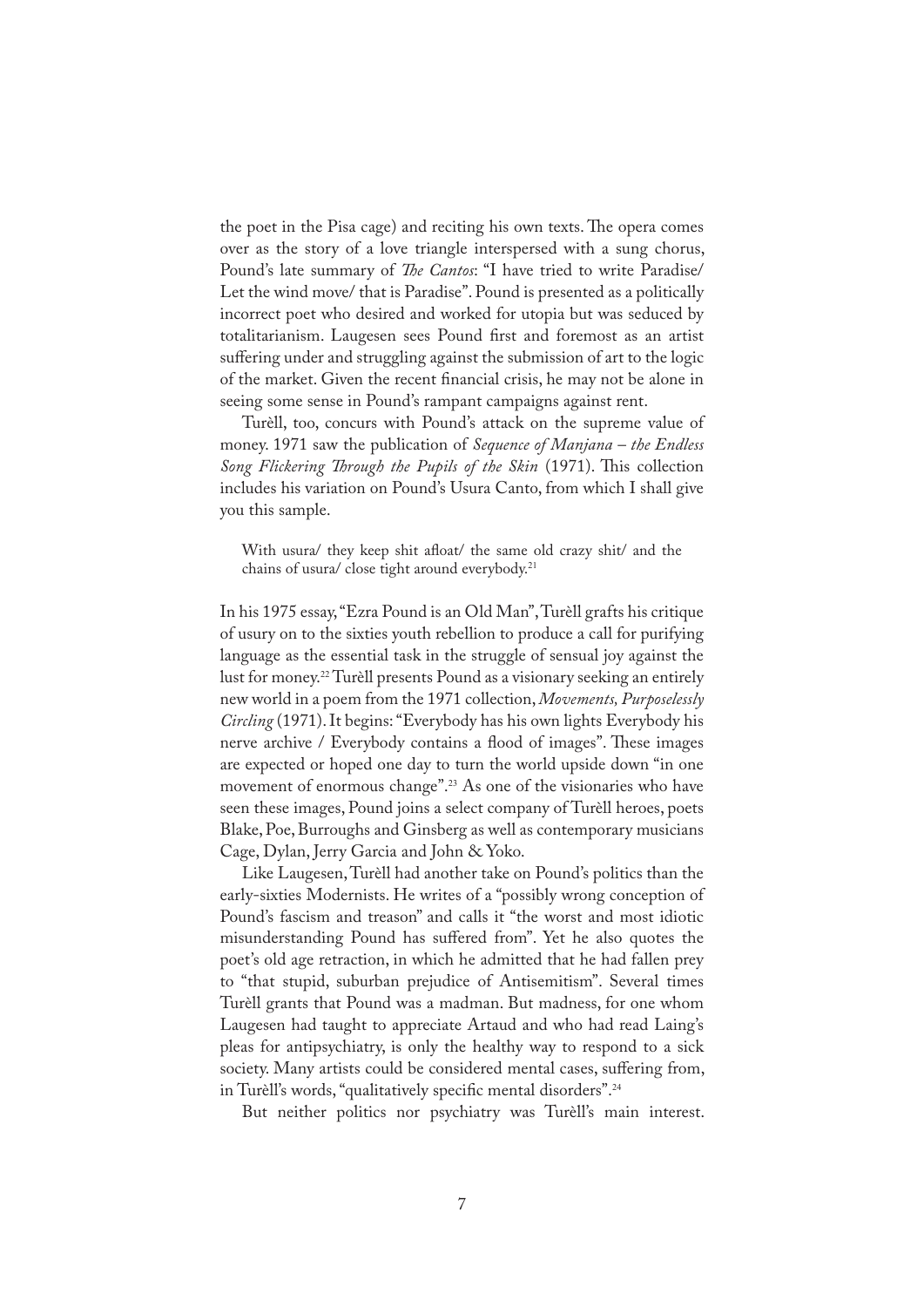the poet in the Pisa cage) and reciting his own texts. The opera comes over as the story of a love triangle interspersed with a sung chorus, Pound's late summary of *The Cantos*: "I have tried to write Paradise/ Let the wind move/ that is Paradise". Pound is presented as a politically incorrect poet who desired and worked for utopia but was seduced by totalitarianism. Laugesen sees Pound first and foremost as an artist suffering under and struggling against the submission of art to the logic of the market. Given the recent financial crisis, he may not be alone in seeing some sense in Pound's rampant campaigns against rent.

Turèll, too, concurs with Pound's attack on the supreme value of money. 1971 saw the publication of *Sequence of Manjana – the Endless Song Flickering Through the Pupils of the Skin* (1971). This collection includes his variation on Pound's Usura Canto, from which I shall give you this sample.

> With usura/ they keep shit afloat/ the same old crazy shit/ and the chains of usura/ close tight around everybody.[21]

In his 1975 essay, "Ezra Pound is an Old Man", Turèll grafts his critique of usury on to the sixties youth rebellion to produce a call for purifying language as the essential task in the struggle of sensual joy against the lust for money.[22] Turèll presents Pound as a visionary seeking an entirely new world in a poem from the 1971 collection, *Movements, Purposelessly Circling* (1971). It begins: "Everybody has his own lights Everybody his nerve archive / Everybody contains a flood of images". These images are expected or hoped one day to turn the world upside down "in one movement of enormous change".[23] As one of the visionaries who have seen these images, Pound joins a select company of Turèll heroes, poets Blake, Poe, Burroughs and Ginsberg as well as contemporary musicians Cage, Dylan, Jerry Garcia and John & Yoko.

Like Laugesen, Turèll had another take on Pound's politics than the early-sixties Modernists. He writes of a "possibly wrong conception of Pound's fascism and treason" and calls it "the worst and most idiotic misunderstanding Pound has suffered from". Yet he also quotes the poet's old age retraction, in which he admitted that he had fallen prey to "that stupid, suburban prejudice of Antisemitism". Several times Turèll grants that Pound was a madman. But madness, for one whom Laugesen had taught to appreciate Artaud and who had read Laing's pleas for antipsychiatry, is only the healthy way to respond to a sick society. Many artists could be considered mental cases, suffering from, in Turèll's words, "qualitatively specific mental disorders".[24]

But neither politics nor psychiatry was Turèll's main interest.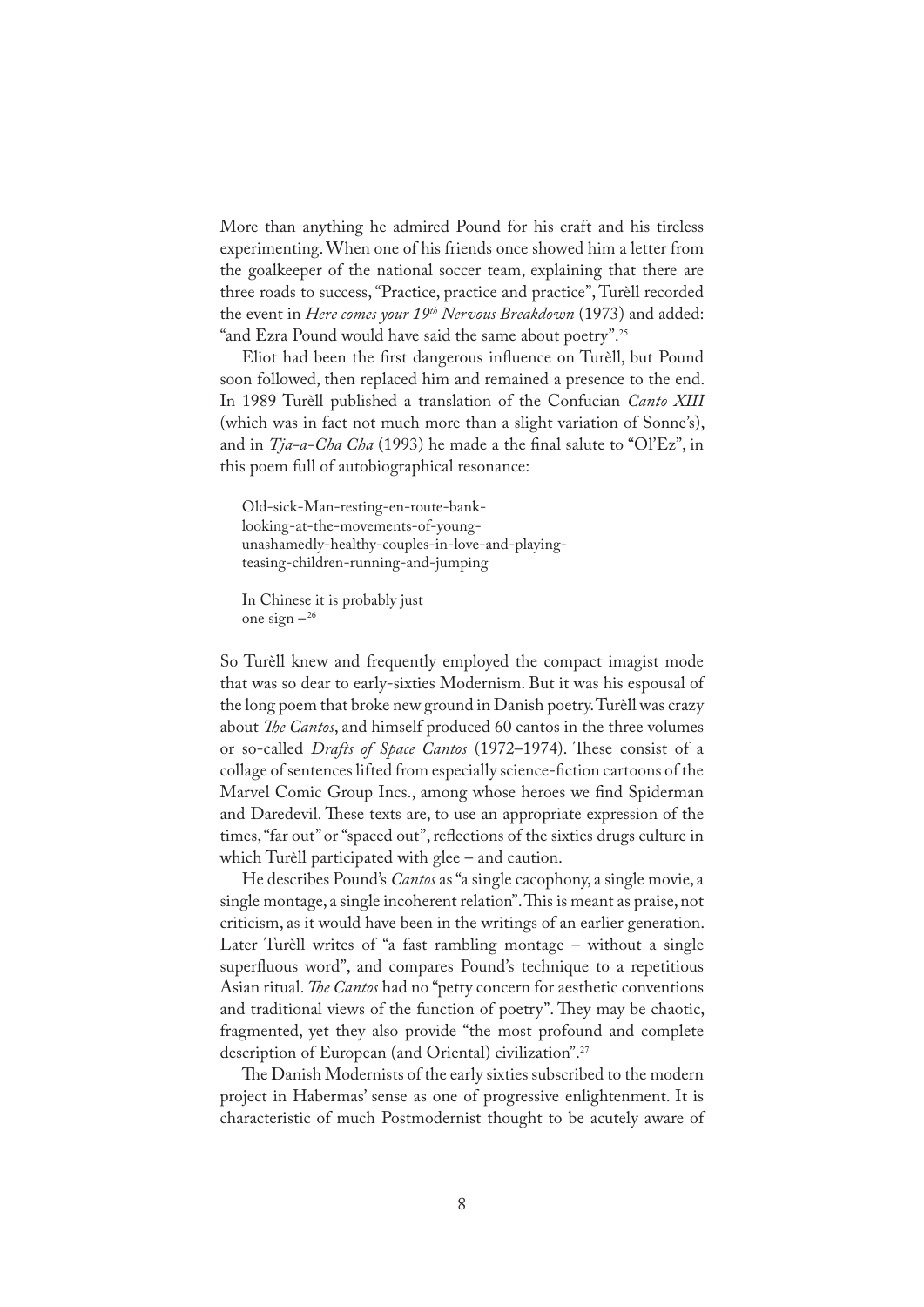More than anything he admired Pound for his craft and his tireless experimenting. When one of his friends once showed him a letter from the goalkeeper of the national soccer team, explaining that there are three roads to success, "Practice, practice and practice", Turèll recorded the event in *Here comes your 19th Nervous Breakdown* (1973) and added: "and Ezra Pound would have said the same about poetry".[25]

Eliot had been the first dangerous influence on Turèll, but Pound soon followed, then replaced him and remained a presence to the end. In 1989 Turèll published a translation of the Confucian *Canto XIII* (which was in fact not much more than a slight variation of Sonne's), and in *Tja-a-Cha Cha* (1993) he made a the final salute to "Ol'Ez", in this poem full of autobiographical resonance:

> Old-sick-Man-resting-en-route-bank-
> looking-at-the-movements-of-young-
> unashamedly-healthy-couples-in-love-and-playing-
> teasing-children-running-and-jumping
>
> In Chinese it is probably just
> one sign –[26]

So Turèll knew and frequently employed the compact imagist mode that was so dear to early-sixties Modernism. But it was his espousal of the long poem that broke new ground in Danish poetry. Turèll was crazy about *The Cantos*, and himself produced 60 cantos in the three volumes or so-called *Drafts of Space Cantos* (1972–1974). These consist of a collage of sentences lifted from especially science-fiction cartoons of the Marvel Comic Group Incs., among whose heroes we find Spiderman and Daredevil. These texts are, to use an appropriate expression of the times, "far out" or "spaced out", reflections of the sixties drugs culture in which Turèll participated with glee – and caution.

He describes Pound's *Cantos* as "a single cacophony, a single movie, a single montage, a single incoherent relation". This is meant as praise, not criticism, as it would have been in the writings of an earlier generation. Later Turèll writes of "a fast rambling montage – without a single superfluous word", and compares Pound's technique to a repetitious Asian ritual. *The Cantos* had no "petty concern for aesthetic conventions and traditional views of the function of poetry". They may be chaotic, fragmented, yet they also provide "the most profound and complete description of European (and Oriental) civilization".[27]

The Danish Modernists of the early sixties subscribed to the modern project in Habermas' sense as one of progressive enlightenment. It is characteristic of much Postmodernist thought to be acutely aware of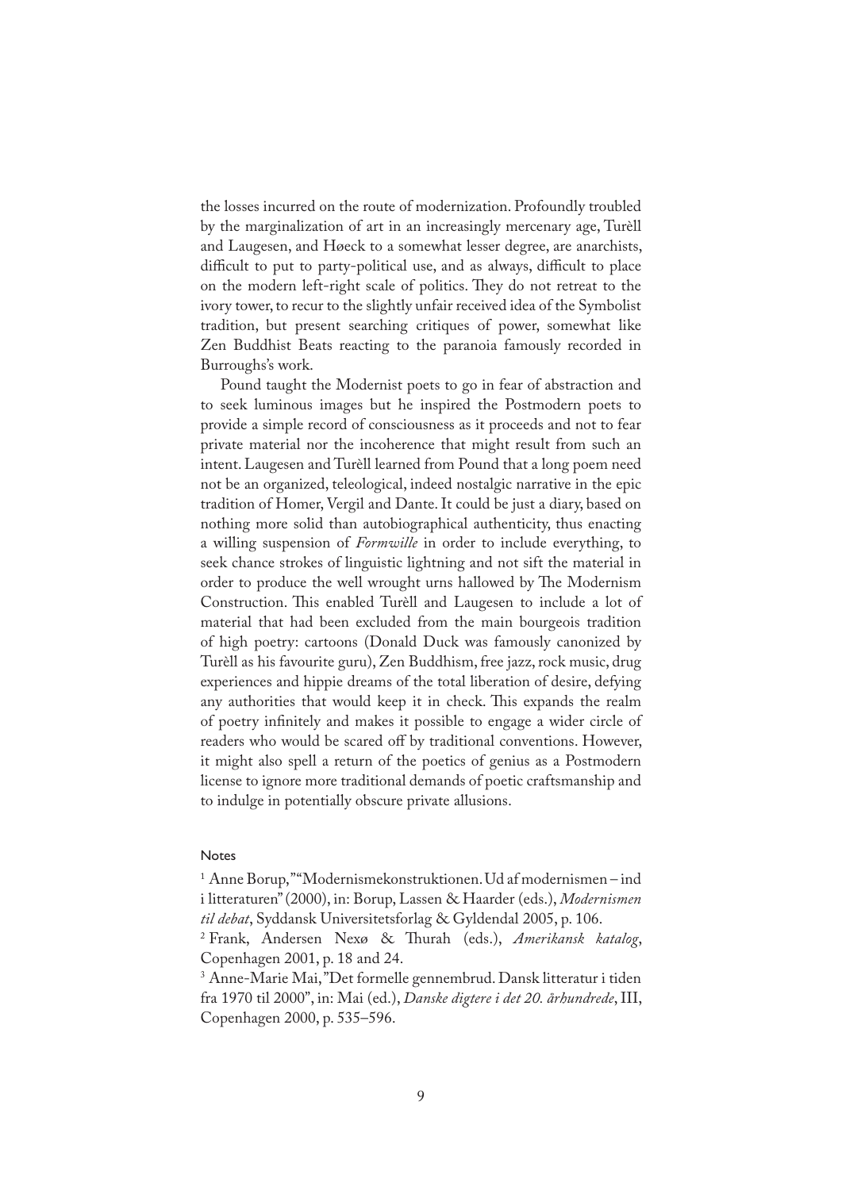the losses incurred on the route of modernization. Profoundly troubled by the marginalization of art in an increasingly mercenary age, Turèll and Laugesen, and Høeck to a somewhat lesser degree, are anarchists, difficult to put to party-political use, and as always, difficult to place on the modern left-right scale of politics. They do not retreat to the ivory tower, to recur to the slightly unfair received idea of the Symbolist tradition, but present searching critiques of power, somewhat like Zen Buddhist Beats reacting to the paranoia famously recorded in Burroughs's work.

Pound taught the Modernist poets to go in fear of abstraction and to seek luminous images but he inspired the Postmodern poets to provide a simple record of consciousness as it proceeds and not to fear private material nor the incoherence that might result from such an intent. Laugesen and Turèll learned from Pound that a long poem need not be an organized, teleological, indeed nostalgic narrative in the epic tradition of Homer, Vergil and Dante. It could be just a diary, based on nothing more solid than autobiographical authenticity, thus enacting a willing suspension of *Formwille* in order to include everything, to seek chance strokes of linguistic lightning and not sift the material in order to produce the well wrought urns hallowed by The Modernism Construction. This enabled Turèll and Laugesen to include a lot of material that had been excluded from the main bourgeois tradition of high poetry: cartoons (Donald Duck was famously canonized by Turèll as his favourite guru), Zen Buddhism, free jazz, rock music, drug experiences and hippie dreams of the total liberation of desire, defying any authorities that would keep it in check. This expands the realm of poetry infinitely and makes it possible to engage a wider circle of readers who would be scared off by traditional conventions. However, it might also spell a return of the poetics of genius as a Postmodern license to ignore more traditional demands of poetic craftsmanship and to indulge in potentially obscure private allusions.

#### Notes

[1] Anne Borup, ""Modernismekonstruktionen. Ud af modernismen – ind i litteraturen" (2000), in: Borup, Lassen & Haarder (eds.), *Modernismen til debat*, Syddansk Universitetsforlag & Gyldendal 2005, p. 106.

[2] Frank, Andersen Nexø & Thurah (eds.), *Amerikansk katalog*, Copenhagen 2001, p. 18 and 24.

[3] Anne-Marie Mai, "Det formelle gennembrud. Dansk litteratur i tiden fra 1970 til 2000", in: Mai (ed.), *Danske digtere i det 20. århundrede*, III, Copenhagen 2000, p. 535–596.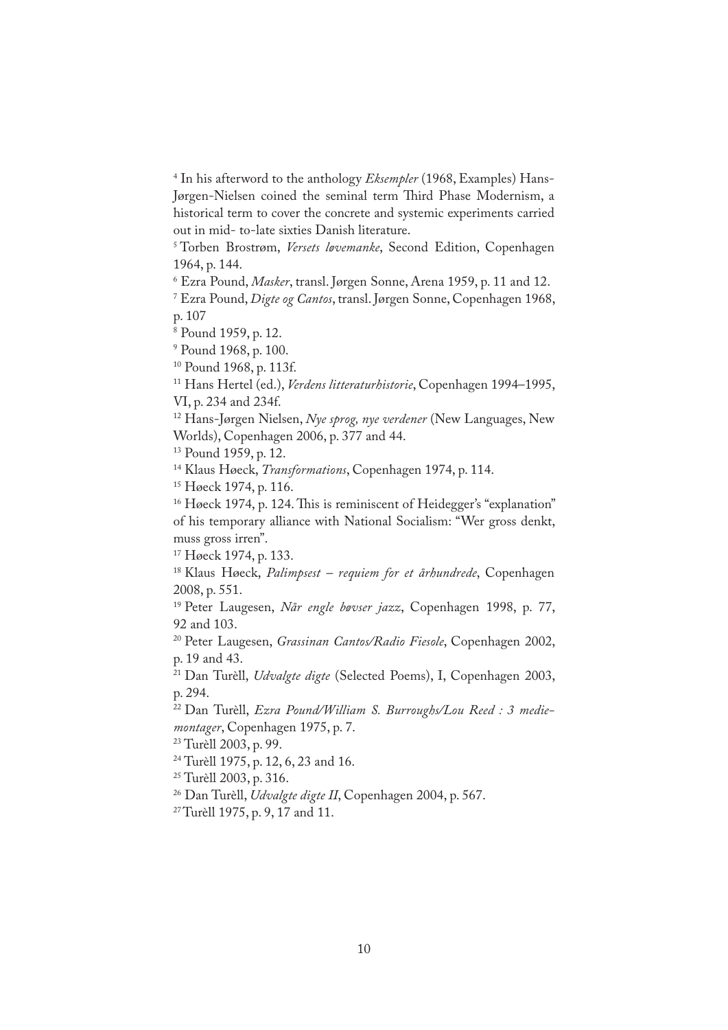[4] In his afterword to the anthology *Eksempler* (1968, Examples) Hans-Jørgen-Nielsen coined the seminal term Third Phase Modernism, a historical term to cover the concrete and systemic experiments carried out in mid- to-late sixties Danish literature.

[5] Torben Brostrøm, *Versets løvemanke*, Second Edition, Copenhagen 1964, p. 144.

[6] Ezra Pound, *Masker*, transl. Jørgen Sonne, Arena 1959, p. 11 and 12.

[7] Ezra Pound, *Digte og Cantos*, transl. Jørgen Sonne, Copenhagen 1968, p. 107

[8] Pound 1959, p. 12.

[9] Pound 1968, p. 100.

[10] Pound 1968, p. 113f.

[11] Hans Hertel (ed.), *Verdens litteraturhistorie*, Copenhagen 1994–1995, VI, p. 234 and 234f.

[12] Hans-Jørgen Nielsen, *Nye sprog, nye verdener* (New Languages, New Worlds), Copenhagen 2006, p. 377 and 44.

[13] Pound 1959, p. 12.

[14] Klaus Høeck, *Transformations*, Copenhagen 1974, p. 114.

[15] Høeck 1974, p. 116.

[16] Høeck 1974, p. 124. This is reminiscent of Heidegger's "explanation" of his temporary alliance with National Socialism: "Wer gross denkt, muss gross irren".

[17] Høeck 1974, p. 133.

[18] Klaus Høeck, *Palimpsest – requiem for et århundrede*, Copenhagen 2008, p. 551.

[19] Peter Laugesen, *Når engle bøvser jazz*, Copenhagen 1998, p. 77, 92 and 103.

[20] Peter Laugesen, *Grassinan Cantos/Radio Fiesole*, Copenhagen 2002, p. 19 and 43.

[21] Dan Turèll, *Udvalgte digte* (Selected Poems), I, Copenhagen 2003, p. 294.

[22] Dan Turèll, *Ezra Pound/William S. Burroughs/Lou Reed : 3 medie-montager*, Copenhagen 1975, p. 7.

[23] Turèll 2003, p. 99.

[24] Turèll 1975, p. 12, 6, 23 and 16.

[25] Turèll 2003, p. 316.

[26] Dan Turèll, *Udvalgte digte II*, Copenhagen 2004, p. 567.

[27] Turèll 1975, p. 9, 17 and 11.